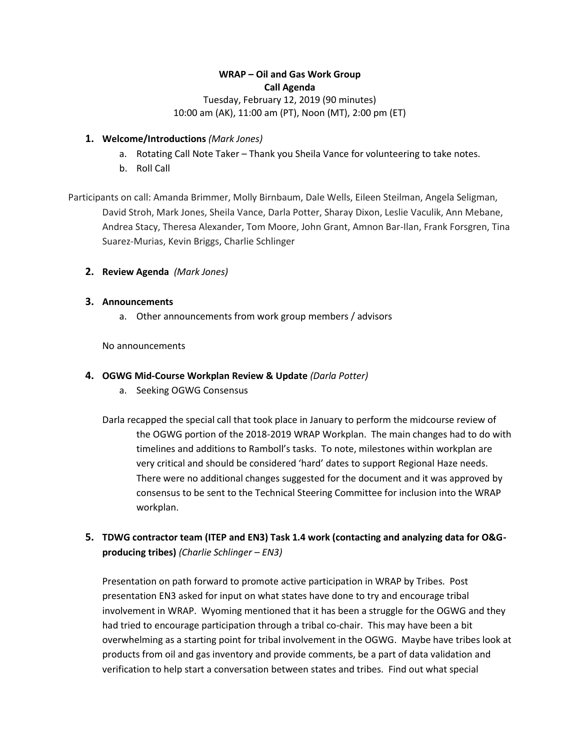**WRAP – Oil and Gas Work Group**
**Call Agenda**
Tuesday, February 12, 2019 (90 minutes)
10:00 am (AK), 11:00 am (PT), Noon (MT), 2:00 pm (ET)

1. **Welcome/Introductions** *(Mark Jones)*
   a. Rotating Call Note Taker – Thank you Sheila Vance for volunteering to take notes.
   b. Roll Call

Participants on call: Amanda Brimmer, Molly Birnbaum, Dale Wells, Eileen Steilman, Angela Seligman, David Stroh, Mark Jones, Sheila Vance, Darla Potter, Sharay Dixon, Leslie Vaculik, Ann Mebane, Andrea Stacy, Theresa Alexander, Tom Moore, John Grant, Amnon Bar-Ilan, Frank Forsgren, Tina Suarez-Murias, Kevin Briggs, Charlie Schlinger

2. **Review Agenda** *(Mark Jones)*

3. **Announcements**
   a. Other announcements from work group members / advisors

No announcements

4. **OGWG Mid-Course Workplan Review & Update** *(Darla Potter)*
   a. Seeking OGWG Consensus

Darla recapped the special call that took place in January to perform the midcourse review of the OGWG portion of the 2018-2019 WRAP Workplan. The main changes had to do with timelines and additions to Ramboll's tasks. To note, milestones within workplan are very critical and should be considered 'hard' dates to support Regional Haze needs. There were no additional changes suggested for the document and it was approved by consensus to be sent to the Technical Steering Committee for inclusion into the WRAP workplan.

5. **TDWG contractor team (ITEP and EN3) Task 1.4 work (contacting and analyzing data for O&G-producing tribes)** *(Charlie Schlinger – EN3)*

Presentation on path forward to promote active participation in WRAP by Tribes. Post presentation EN3 asked for input on what states have done to try and encourage tribal involvement in WRAP. Wyoming mentioned that it has been a struggle for the OGWG and they had tried to encourage participation through a tribal co-chair. This may have been a bit overwhelming as a starting point for tribal involvement in the OGWG. Maybe have tribes look at products from oil and gas inventory and provide comments, be a part of data validation and verification to help start a conversation between states and tribes. Find out what special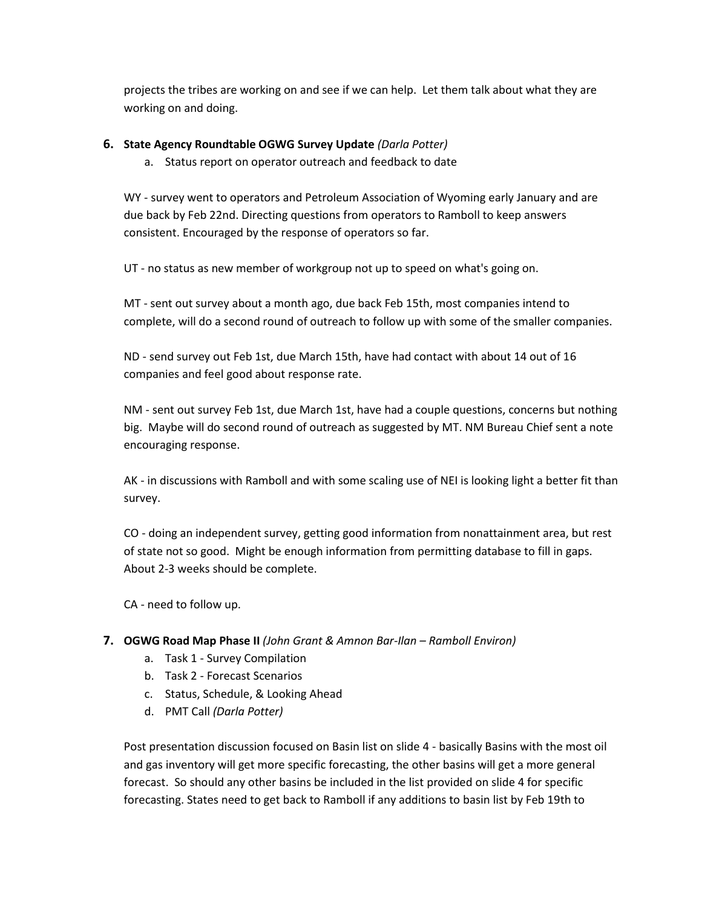projects the tribes are working on and see if we can help. Let them talk about what they are working on and doing.

**6. State Agency Roundtable OGWG Survey Update** *(Darla Potter)*

a. Status report on operator outreach and feedback to date

WY - survey went to operators and Petroleum Association of Wyoming early January and are due back by Feb 22nd. Directing questions from operators to Ramboll to keep answers consistent. Encouraged by the response of operators so far.

UT - no status as new member of workgroup not up to speed on what's going on.

MT - sent out survey about a month ago, due back Feb 15th, most companies intend to complete, will do a second round of outreach to follow up with some of the smaller companies.

ND - send survey out Feb 1st, due March 15th, have had contact with about 14 out of 16 companies and feel good about response rate.

NM - sent out survey Feb 1st, due March 1st, have had a couple questions, concerns but nothing big. Maybe will do second round of outreach as suggested by MT. NM Bureau Chief sent a note encouraging response.

AK - in discussions with Ramboll and with some scaling use of NEI is looking light a better fit than survey.

CO - doing an independent survey, getting good information from nonattainment area, but rest of state not so good. Might be enough information from permitting database to fill in gaps. About 2-3 weeks should be complete.

CA - need to follow up.

**7. OGWG Road Map Phase II** *(John Grant & Amnon Bar-Ilan – Ramboll Environ)*

a. Task 1 - Survey Compilation
b. Task 2 - Forecast Scenarios
c. Status, Schedule, & Looking Ahead
d. PMT Call *(Darla Potter)*

Post presentation discussion focused on Basin list on slide 4 - basically Basins with the most oil and gas inventory will get more specific forecasting, the other basins will get a more general forecast. So should any other basins be included in the list provided on slide 4 for specific forecasting. States need to get back to Ramboll if any additions to basin list by Feb 19th to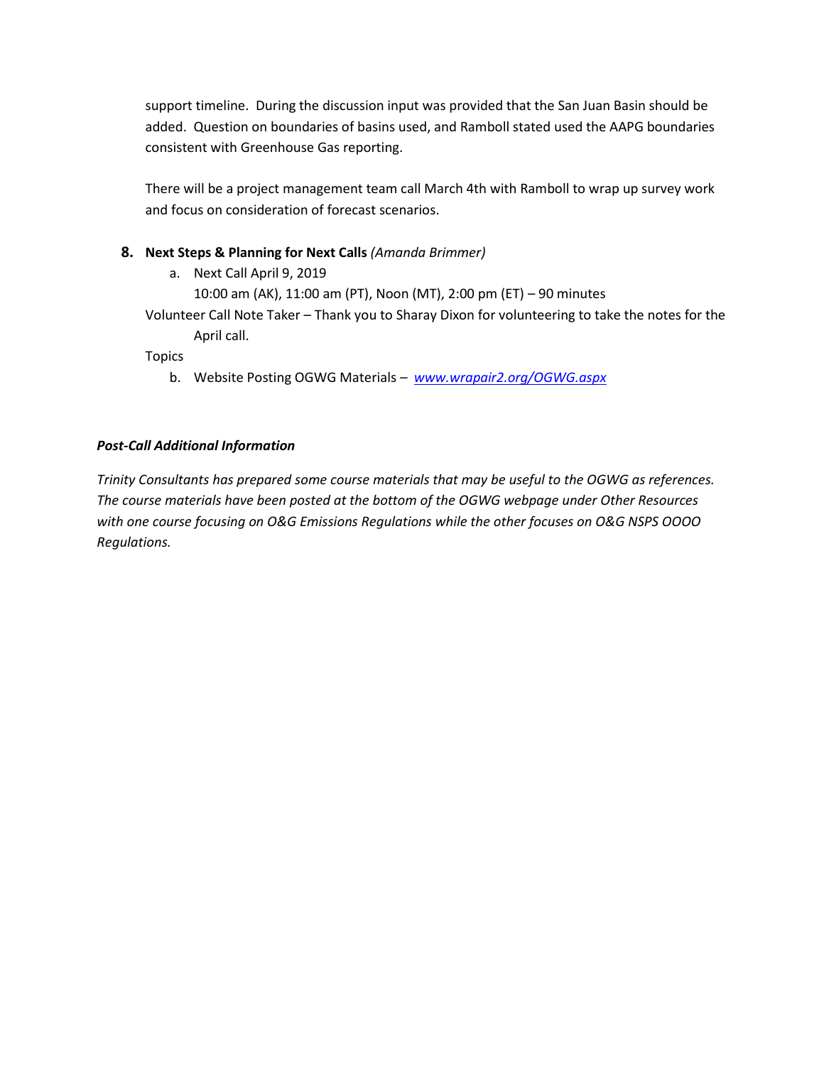support timeline. During the discussion input was provided that the San Juan Basin should be added. Question on boundaries of basins used, and Ramboll stated used the AAPG boundaries consistent with Greenhouse Gas reporting.

There will be a project management team call March 4th with Ramboll to wrap up survey work and focus on consideration of forecast scenarios.

8. **Next Steps & Planning for Next Calls** *(Amanda Brimmer)*
   a. Next Call April 9, 2019
      10:00 am (AK), 11:00 am (PT), Noon (MT), 2:00 pm (ET) – 90 minutes

   Volunteer Call Note Taker – Thank you to Sharay Dixon for volunteering to take the notes for the April call.

   Topics

   b. Website Posting OGWG Materials – *www.wrapair2.org/OGWG.aspx*

***Post-Call Additional Information***

*Trinity Consultants has prepared some course materials that may be useful to the OGWG as references. The course materials have been posted at the bottom of the OGWG webpage under Other Resources with one course focusing on O&G Emissions Regulations while the other focuses on O&G NSPS OOOO Regulations.*